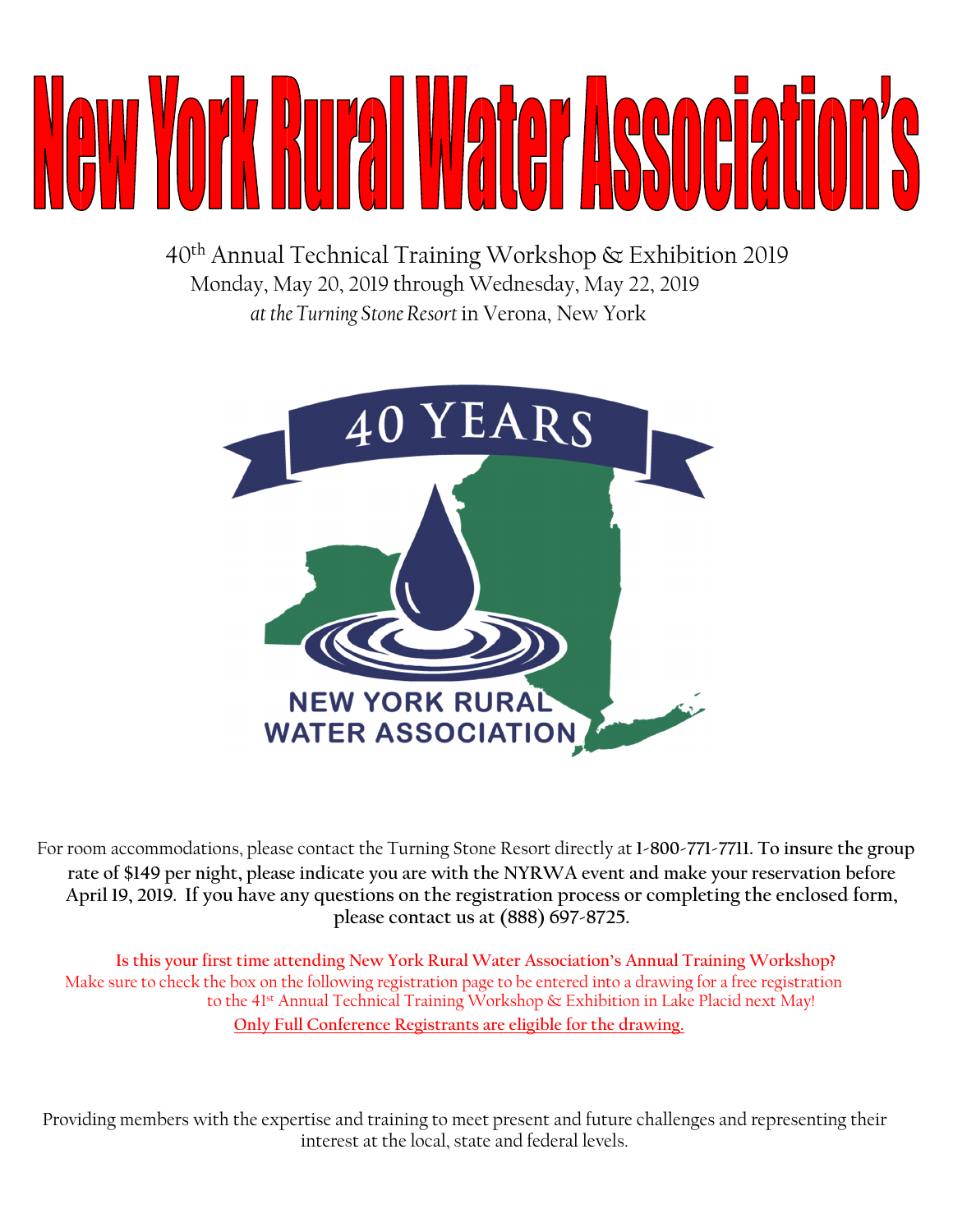# New York Rural Water Association's

40th Annual Technical Training Workshop & Exhibition 2019
Monday, May 20, 2019 through Wednesday, May 22, 2019
*at the Turning Stone Resort* in Verona, New York

40 YEARS

NEW YORK RURAL WATER ASSOCIATION

For room accommodations, please contact the Turning Stone Resort directly at **1-800-771-7711. To insure the group rate of $149 per night, please indicate you are with the NYRWA event and make your reservation before April 19, 2019. If you have any questions on the registration process or completing the enclosed form, please contact us at (888) 697-8725.**

**Is this your first time attending New York Rural Water Association's Annual Training Workshop?**
Make sure to check the box on the following registration page to be entered into a drawing for a free registration to the 41st Annual Technical Training Workshop & Exhibition in Lake Placid next May!
**Only Full Conference Registrants are eligible for the drawing.**

Providing members with the expertise and training to meet present and future challenges and representing their interest at the local, state and federal levels.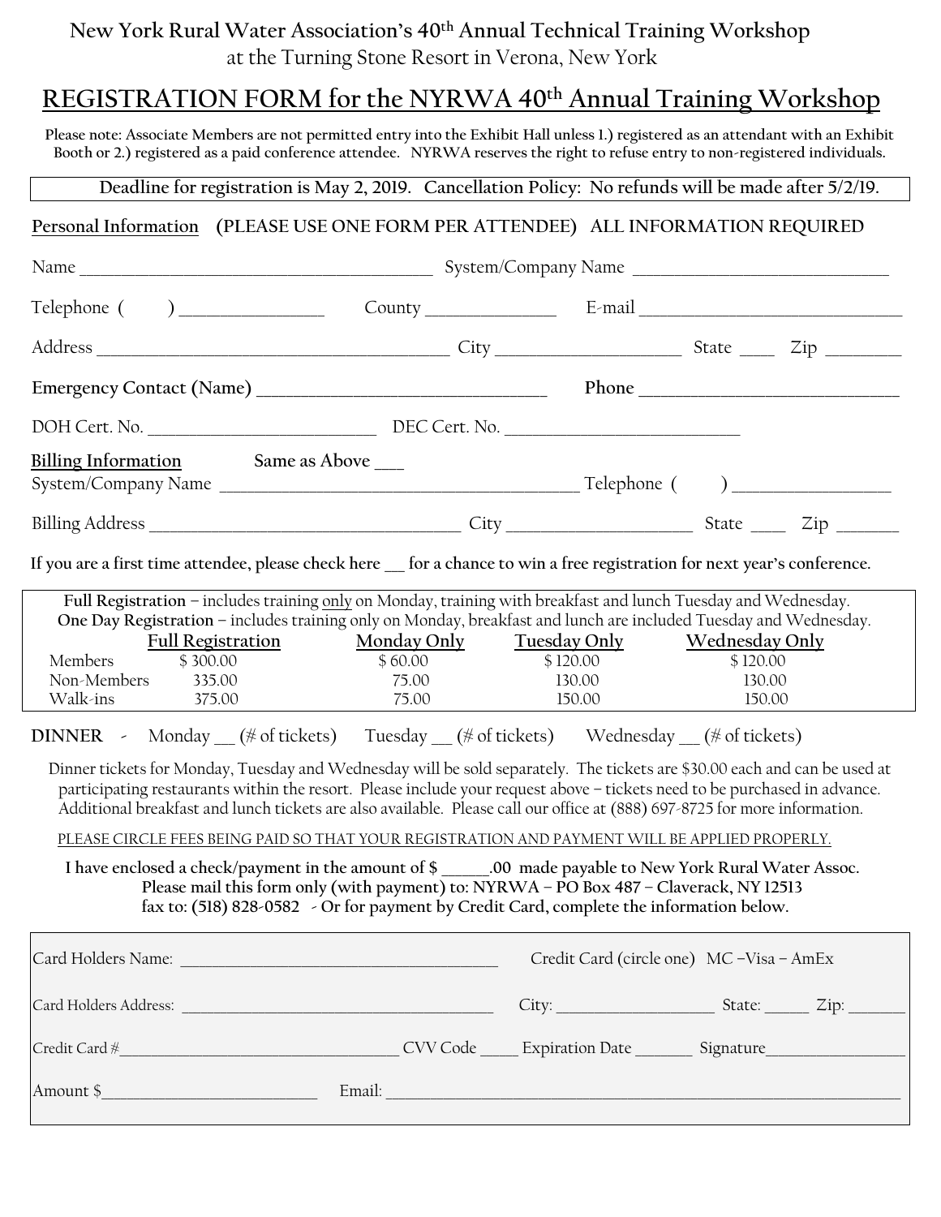# New York Rural Water Association's 40th Annual Technical Training Workshop

at the Turning Stone Resort in Verona, New York

## REGISTRATION FORM for the NYRWA 40th Annual Training Workshop

**Please note: Associate Members are not permitted entry into the Exhibit Hall unless 1.) registered as an attendant with an Exhibit Booth or 2.) registered as a paid conference attendee. NYRWA reserves the right to refuse entry to non-registered individuals.**

**Deadline for registration is May 2, 2019. Cancellation Policy: No refunds will be made after 5/2/19.**

**Personal Information** **(PLEASE USE ONE FORM PER ATTENDEE) ALL INFORMATION REQUIRED**

Name ________________________________________ System/Company Name ______________________________

Telephone ( ) _______________ County ______________ E-mail ______________________________

Address ________________________________________ City ____________________ State ____ Zip ________

**Emergency Contact (Name)** ________________________________ **Phone** ______________________________

DOH Cert. No. _________________________ DEC Cert. No. _________________________

**Billing Information** **Same as Above ___**

System/Company Name ________________________________________ Telephone ( ) _________________

Billing Address ___________________________________ City ____________________ State ____ Zip _______

**If you are a first time attendee, please check here ___ for a chance to win a free registration for next year's conference.**

**Full Registration** – includes training only on Monday, training with breakfast and lunch Tuesday and Wednesday.
**One Day Registration** – includes training only on Monday, breakfast and lunch are included Tuesday and Wednesday.

| | Full Registration | Monday Only | Tuesday Only | Wednesday Only |
|---|---|---|---|---|
| Members | $ 300.00 | $ 60.00 | $ 120.00 | $ 120.00 |
| Non-Members | 335.00 | 75.00 | 130.00 | 130.00 |
| Walk-ins | 375.00 | 75.00 | 150.00 | 150.00 |

**DINNER** - Monday ___ (# of tickets) Tuesday ___ (# of tickets) Wednesday ___ (# of tickets)

Dinner tickets for Monday, Tuesday and Wednesday will be sold separately. The tickets are $30.00 each and can be used at participating restaurants within the resort. Please include your request above – tickets need to be purchased in advance. Additional breakfast and lunch tickets are also available. Please call our office at (888) 697-8725 for more information.

PLEASE CIRCLE FEES BEING PAID SO THAT YOUR REGISTRATION AND PAYMENT WILL BE APPLIED PROPERLY.

**I have enclosed a check/payment in the amount of $ ______.00 made payable to New York Rural Water Assoc.**
**Please mail this form only (with payment) to: NYRWA – PO Box 487 – Claverack, NY 12513**
**fax to: (518) 828-0582 - Or for payment by Credit Card, complete the information below.**

Card Holders Name: ________________________________________ Credit Card (circle one) MC –Visa – AmEx

Card Holders Address: ________________________________________ City: ___________________ State: _____ Zip: _______

Credit Card #___________________________________ CVV Code _____ Expiration Date _______ Signature_________________

Amount $__________________________ Email: ________________________________________________________________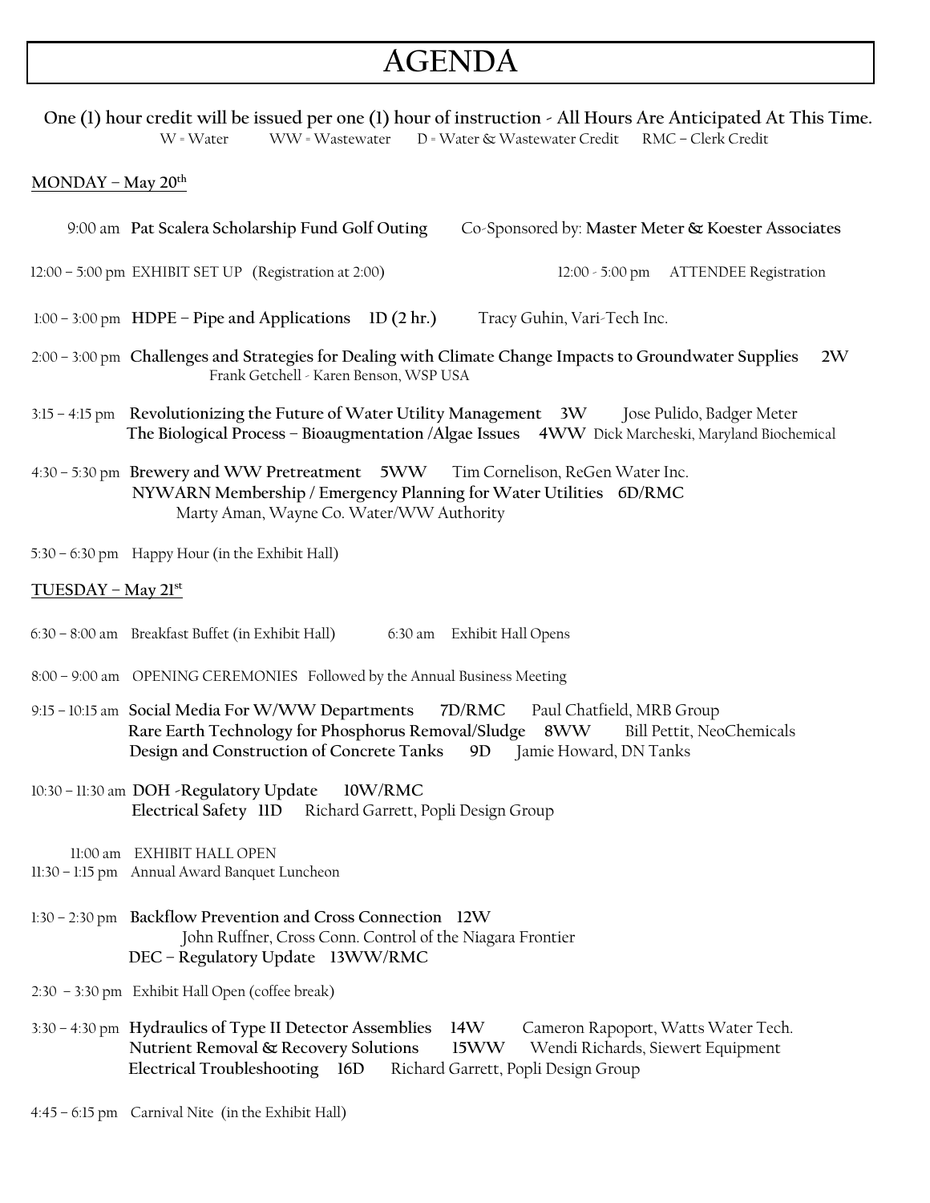# AGENDA

**One (1) hour credit will be issued per one (1) hour of instruction - All Hours Are Anticipated At This Time.**

W = Water WW = Wastewater D = Water & Wastewater Credit RMC – Clerk Credit

## MONDAY – May 20th

9:00 am **Pat Scalera Scholarship Fund Golf Outing** Co-Sponsored by: **Master Meter & Koester Associates**

12:00 – 5:00 pm EXHIBIT SET UP (Registration at 2:00) 12:00 - 5:00 pm ATTENDEE Registration

1:00 – 3:00 pm **HDPE – Pipe and Applications 1D (2 hr.)** Tracy Guhin, Vari-Tech Inc.

2:00 – 3:00 pm **Challenges and Strategies for Dealing with Climate Change Impacts to Groundwater Supplies 2W**
Frank Getchell - Karen Benson, WSP USA

3:15 – 4:15 pm **Revolutionizing the Future of Water Utility Management 3W** Jose Pulido, Badger Meter
**The Biological Process – Bioaugmentation /Algae Issues 4WW** Dick Marcheski, Maryland Biochemical

4:30 – 5:30 pm **Brewery and WW Pretreatment 5WW** Tim Cornelison, ReGen Water Inc.
**NYWARN Membership / Emergency Planning for Water Utilities 6D/RMC**
Marty Aman, Wayne Co. Water/WW Authority

5:30 – 6:30 pm Happy Hour (in the Exhibit Hall)

## TUESDAY – May 21st

6:30 – 8:00 am Breakfast Buffet (in Exhibit Hall) 6:30 am Exhibit Hall Opens

8:00 – 9:00 am OPENING CEREMONIES Followed by the Annual Business Meeting

9:15 – 10:15 am **Social Media For W/WW Departments 7D/RMC** Paul Chatfield, MRB Group
**Rare Earth Technology for Phosphorus Removal/Sludge 8WW** Bill Pettit, NeoChemicals
**Design and Construction of Concrete Tanks 9D** Jamie Howard, DN Tanks

10:30 – 11:30 am **DOH -Regulatory Update 10W/RMC**
**Electrical Safety 11D** Richard Garrett, Popli Design Group

11:00 am EXHIBIT HALL OPEN
11:30 – 1:15 pm Annual Award Banquet Luncheon

1:30 – 2:30 pm **Backflow Prevention and Cross Connection 12W**
John Ruffner, Cross Conn. Control of the Niagara Frontier
**DEC – Regulatory Update 13WW/RMC**

2:30 – 3:30 pm Exhibit Hall Open (coffee break)

3:30 – 4:30 pm **Hydraulics of Type II Detector Assemblies 14W** Cameron Rapoport, Watts Water Tech.
**Nutrient Removal & Recovery Solutions 15WW** Wendi Richards, Siewert Equipment
**Electrical Troubleshooting 16D** Richard Garrett, Popli Design Group

4:45 – 6:15 pm Carnival Nite (in the Exhibit Hall)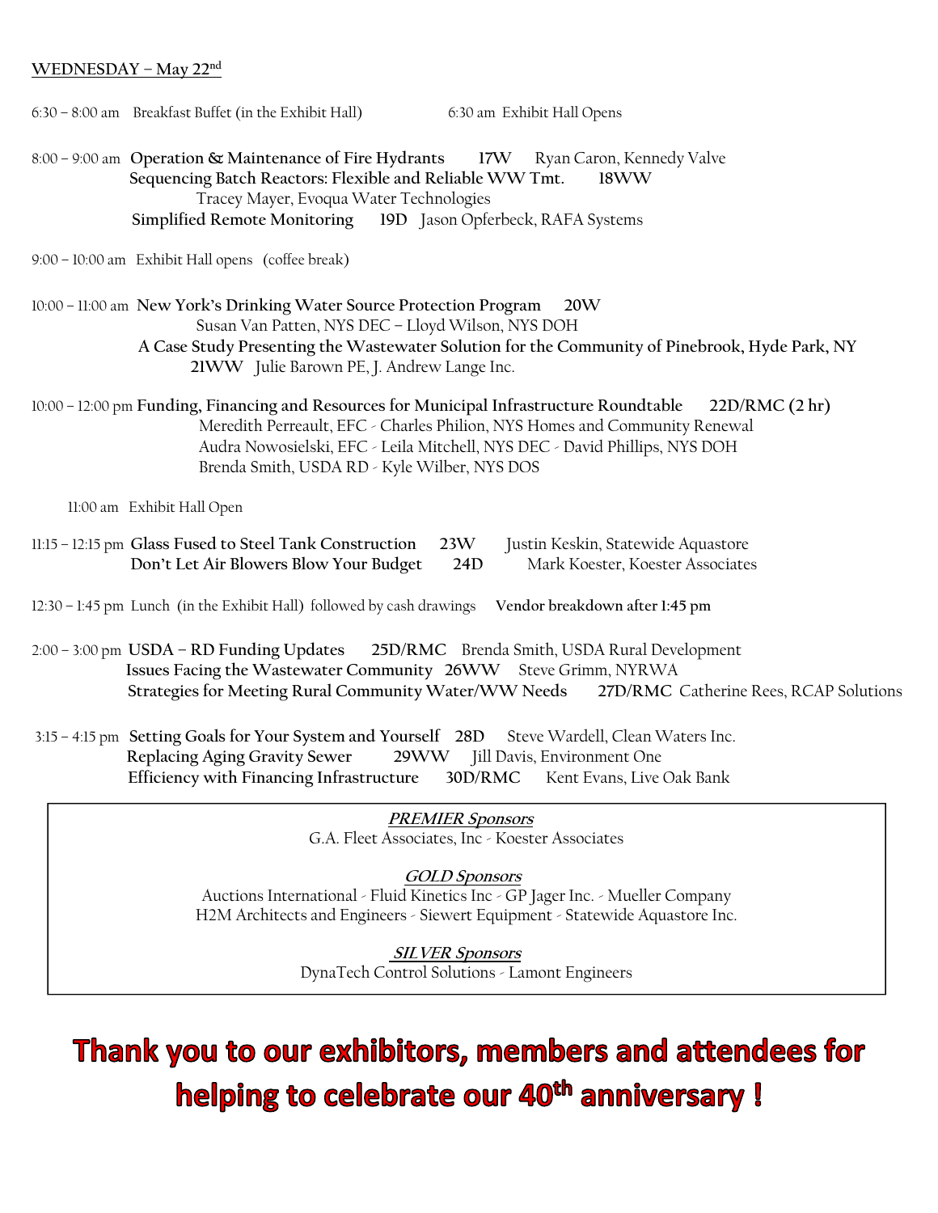**WEDNESDAY – May 22nd**

6:30 – 8:00 am Breakfast Buffet (in the Exhibit Hall) 6:30 am Exhibit Hall Opens

8:00 – 9:00 am **Operation & Maintenance of Fire Hydrants 17W** Ryan Caron, Kennedy Valve
**Sequencing Batch Reactors: Flexible and Reliable WW Tmt. 18WW**
Tracey Mayer, Evoqua Water Technologies
**Simplified Remote Monitoring 19D** Jason Opferbeck, RAFA Systems

9:00 – 10:00 am Exhibit Hall opens (coffee break)

10:00 – 11:00 am **New York's Drinking Water Source Protection Program 20W**
Susan Van Patten, NYS DEC – Lloyd Wilson, NYS DOH
**A Case Study Presenting the Wastewater Solution for the Community of Pinebrook, Hyde Park, NY**
**21WW** Julie Barown PE, J. Andrew Lange Inc.

10:00 – 12:00 pm **Funding, Financing and Resources for Municipal Infrastructure Roundtable 22D/RMC (2 hr)**
Meredith Perreault, EFC - Charles Philion, NYS Homes and Community Renewal
Audra Nowosielski, EFC - Leila Mitchell, NYS DEC - David Phillips, NYS DOH
Brenda Smith, USDA RD - Kyle Wilber, NYS DOS

11:00 am Exhibit Hall Open

11:15 – 12:15 pm **Glass Fused to Steel Tank Construction 23W** Justin Keskin, Statewide Aquastore
**Don't Let Air Blowers Blow Your Budget 24D** Mark Koester, Koester Associates

12:30 – 1:45 pm Lunch (in the Exhibit Hall) followed by cash drawings **Vendor breakdown after 1:45 pm**

2:00 – 3:00 pm **USDA – RD Funding Updates 25D/RMC** Brenda Smith, USDA Rural Development
**Issues Facing the Wastewater Community 26WW** Steve Grimm, NYRWA
**Strategies for Meeting Rural Community Water/WW Needs 27D/RMC** Catherine Rees, RCAP Solutions

3:15 – 4:15 pm **Setting Goals for Your System and Yourself 28D** Steve Wardell, Clean Waters Inc.
**Replacing Aging Gravity Sewer 29WW** Jill Davis, Environment One
**Efficiency with Financing Infrastructure 30D/RMC** Kent Evans, Live Oak Bank

***PREMIER Sponsors***
G.A. Fleet Associates, Inc - Koester Associates

***GOLD Sponsors***
Auctions International - Fluid Kinetics Inc - GP Jager Inc. - Mueller Company
H2M Architects and Engineers - Siewert Equipment - Statewide Aquastore Inc.

***SILVER Sponsors***
DynaTech Control Solutions - Lamont Engineers

# Thank you to our exhibitors, members and attendees for helping to celebrate our 40th anniversary !